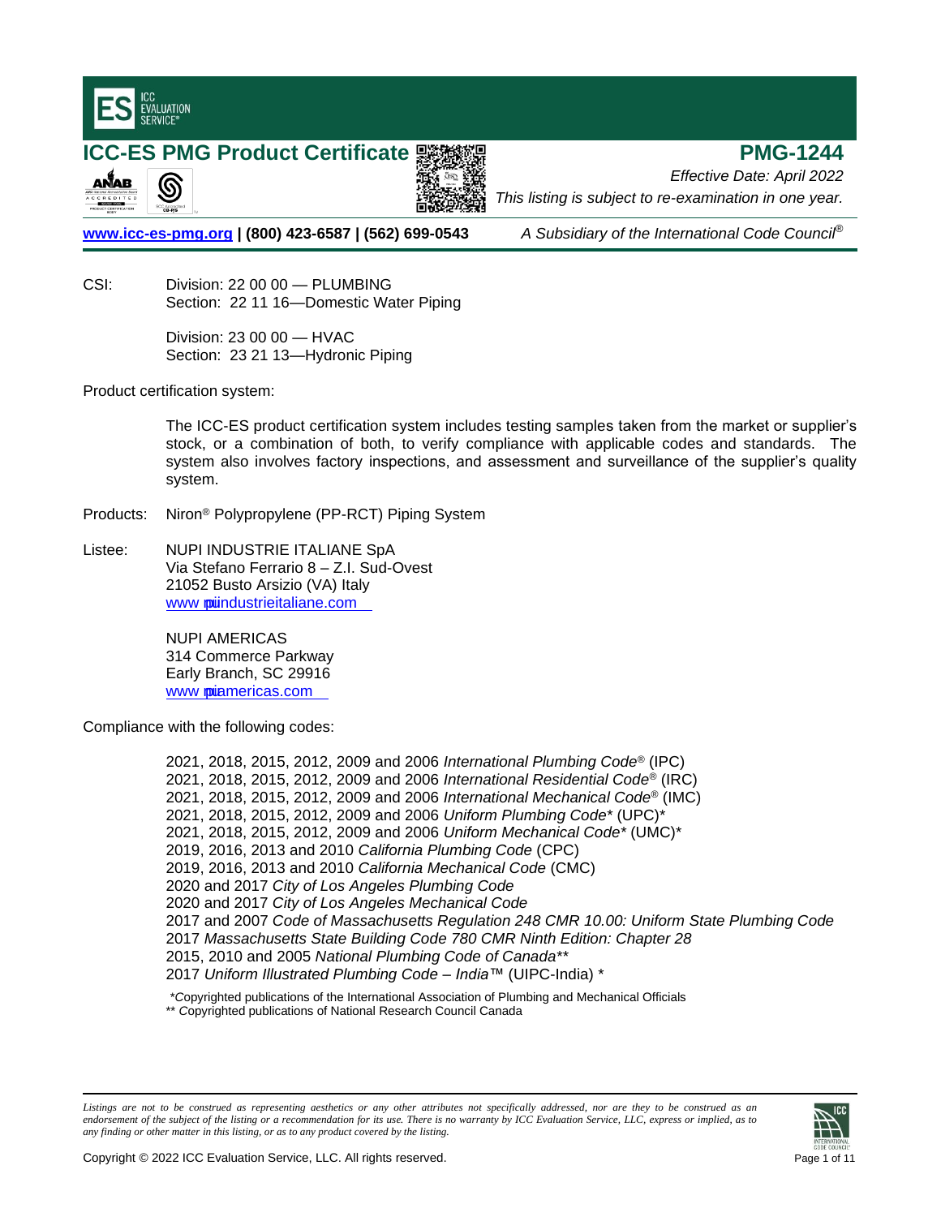# ICC-ES PMG Product Certificate

# PMG-1244

*Effective Date: April 2022*

*This listing is subject to re-examination in one year.*

**www.icc-es-pmg.org | (800) 423-6587 | (562) 699-0543** *A Subsidiary of the International Code Council®*

CSI: Division: 22 00 00 — PLUMBING
Section: 22 11 16—Domestic Water Piping

Division: 23 00 00 — HVAC
Section: 23 21 13—Hydronic Piping

Product certification system:

The ICC-ES product certification system includes testing samples taken from the market or supplier's stock, or a combination of both, to verify compliance with applicable codes and standards. The system also involves factory inspections, and assessment and surveillance of the supplier's quality system.

Products: Niron® Polypropylene (PP-RCT) Piping System

Listee: NUPI INDUSTRIE ITALIANE SpA
Via Stefano Ferrario 8 – Z.I. Sud-Ovest
21052 Busto Arsizio (VA) Italy
www.nupiindustrieitaliane.com

NUPI AMERICAS
314 Commerce Parkway
Early Branch, SC 29916
www.nupiamericas.com

Compliance with the following codes:

2021, 2018, 2015, 2012, 2009 and 2006 *International Plumbing Code®* (IPC)
2021, 2018, 2015, 2012, 2009 and 2006 *International Residential Code®* (IRC)
2021, 2018, 2015, 2012, 2009 and 2006 *International Mechanical Code®* (IMC)
2021, 2018, 2015, 2012, 2009 and 2006 *Uniform Plumbing Code** (UPC)*
2021, 2018, 2015, 2012, 2009 and 2006 *Uniform Mechanical Code** (UMC)*
2019, 2016, 2013 and 2010 *California Plumbing Code* (CPC)
2019, 2016, 2013 and 2010 *California Mechanical Code* (CMC)
2020 and 2017 *City of Los Angeles Plumbing Code*
2020 and 2017 *City of Los Angeles Mechanical Code*
2017 and 2007 *Code of Massachusetts Regulation 248 CMR 10.00: Uniform State Plumbing Code*
2017 *Massachusetts State Building Code 780 CMR Ninth Edition: Chapter 28*
2015, 2010 and 2005 *National Plumbing Code of Canada***
2017 *Uniform Illustrated Plumbing Code – India*™ (UIPC-India) *

*Copyrighted publications of the International Association of Plumbing and Mechanical Officials
** Copyrighted publications of National Research Council Canada

*Listings are not to be construed as representing aesthetics or any other attributes not specifically addressed, nor are they to be construed as an endorsement of the subject of the listing or a recommendation for its use. There is no warranty by ICC Evaluation Service, LLC, express or implied, as to any finding or other matter in this listing, or as to any product covered by the listing.*

Copyright © 2022 ICC Evaluation Service, LLC. All rights reserved.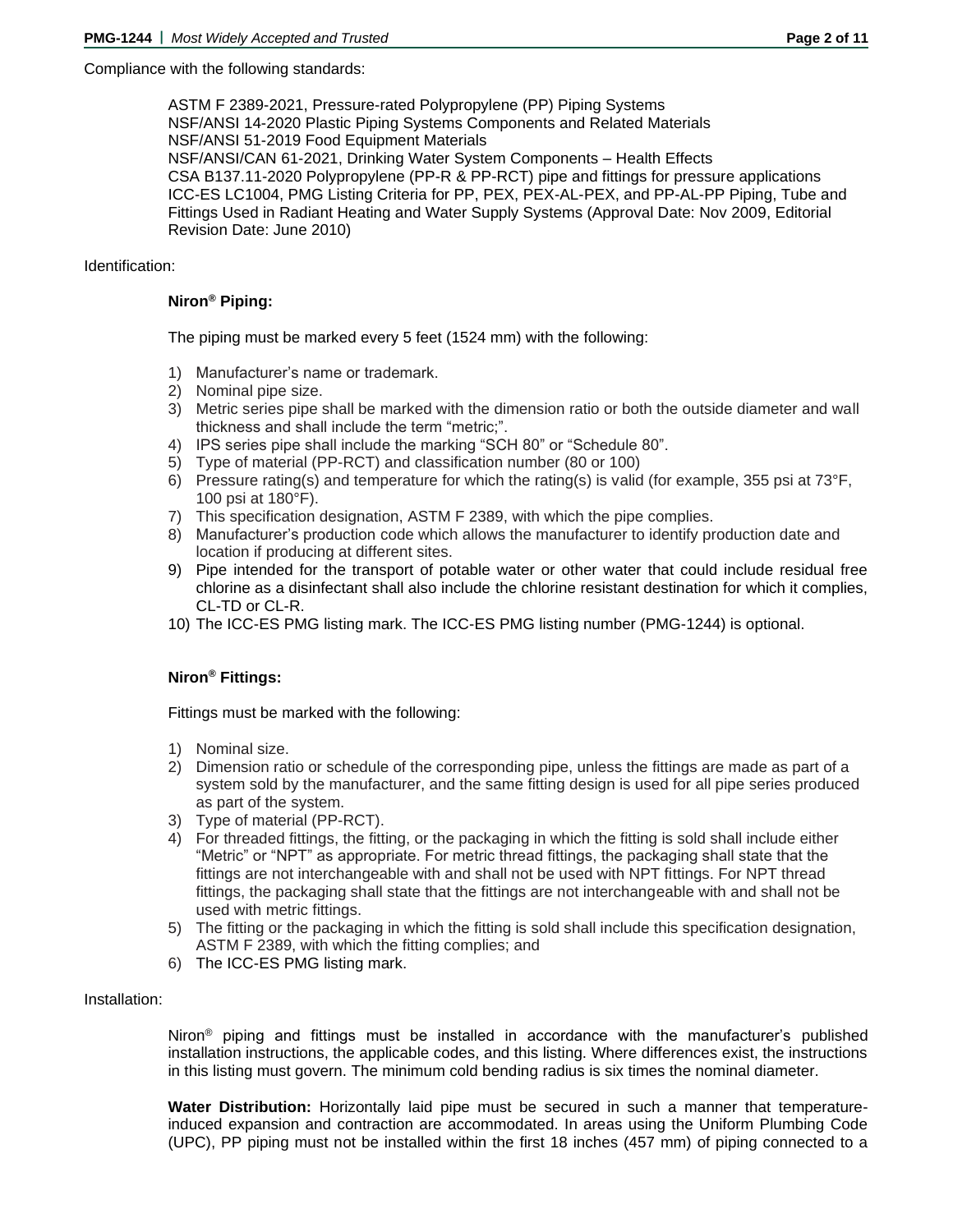Compliance with the following standards:

ASTM F 2389-2021, Pressure-rated Polypropylene (PP) Piping Systems
NSF/ANSI 14-2020 Plastic Piping Systems Components and Related Materials
NSF/ANSI 51-2019 Food Equipment Materials
NSF/ANSI/CAN 61-2021, Drinking Water System Components – Health Effects
CSA B137.11-2020 Polypropylene (PP-R & PP-RCT) pipe and fittings for pressure applications
ICC-ES LC1004, PMG Listing Criteria for PP, PEX, PEX-AL-PEX, and PP-AL-PP Piping, Tube and Fittings Used in Radiant Heating and Water Supply Systems (Approval Date: Nov 2009, Editorial Revision Date: June 2010)

Identification:

**Niron® Piping:**

The piping must be marked every 5 feet (1524 mm) with the following:

1) Manufacturer's name or trademark.
2) Nominal pipe size.
3) Metric series pipe shall be marked with the dimension ratio or both the outside diameter and wall thickness and shall include the term "metric;".
4) IPS series pipe shall include the marking "SCH 80" or "Schedule 80".
5) Type of material (PP-RCT) and classification number (80 or 100)
6) Pressure rating(s) and temperature for which the rating(s) is valid (for example, 355 psi at 73°F, 100 psi at 180°F).
7) This specification designation, ASTM F 2389, with which the pipe complies.
8) Manufacturer's production code which allows the manufacturer to identify production date and location if producing at different sites.
9) Pipe intended for the transport of potable water or other water that could include residual free chlorine as a disinfectant shall also include the chlorine resistant destination for which it complies, CL-TD or CL-R.
10) The ICC-ES PMG listing mark. The ICC-ES PMG listing number (PMG-1244) is optional.

**Niron® Fittings:**

Fittings must be marked with the following:

1) Nominal size.
2) Dimension ratio or schedule of the corresponding pipe, unless the fittings are made as part of a system sold by the manufacturer, and the same fitting design is used for all pipe series produced as part of the system.
3) Type of material (PP-RCT).
4) For threaded fittings, the fitting, or the packaging in which the fitting is sold shall include either "Metric" or "NPT" as appropriate. For metric thread fittings, the packaging shall state that the fittings are not interchangeable with and shall not be used with NPT fittings. For NPT thread fittings, the packaging shall state that the fittings are not interchangeable with and shall not be used with metric fittings.
5) The fitting or the packaging in which the fitting is sold shall include this specification designation, ASTM F 2389, with which the fitting complies; and
6) The ICC-ES PMG listing mark.

Installation:

Niron® piping and fittings must be installed in accordance with the manufacturer's published installation instructions, the applicable codes, and this listing. Where differences exist, the instructions in this listing must govern. The minimum cold bending radius is six times the nominal diameter.

**Water Distribution:** Horizontally laid pipe must be secured in such a manner that temperature-induced expansion and contraction are accommodated. In areas using the Uniform Plumbing Code (UPC), PP piping must not be installed within the first 18 inches (457 mm) of piping connected to a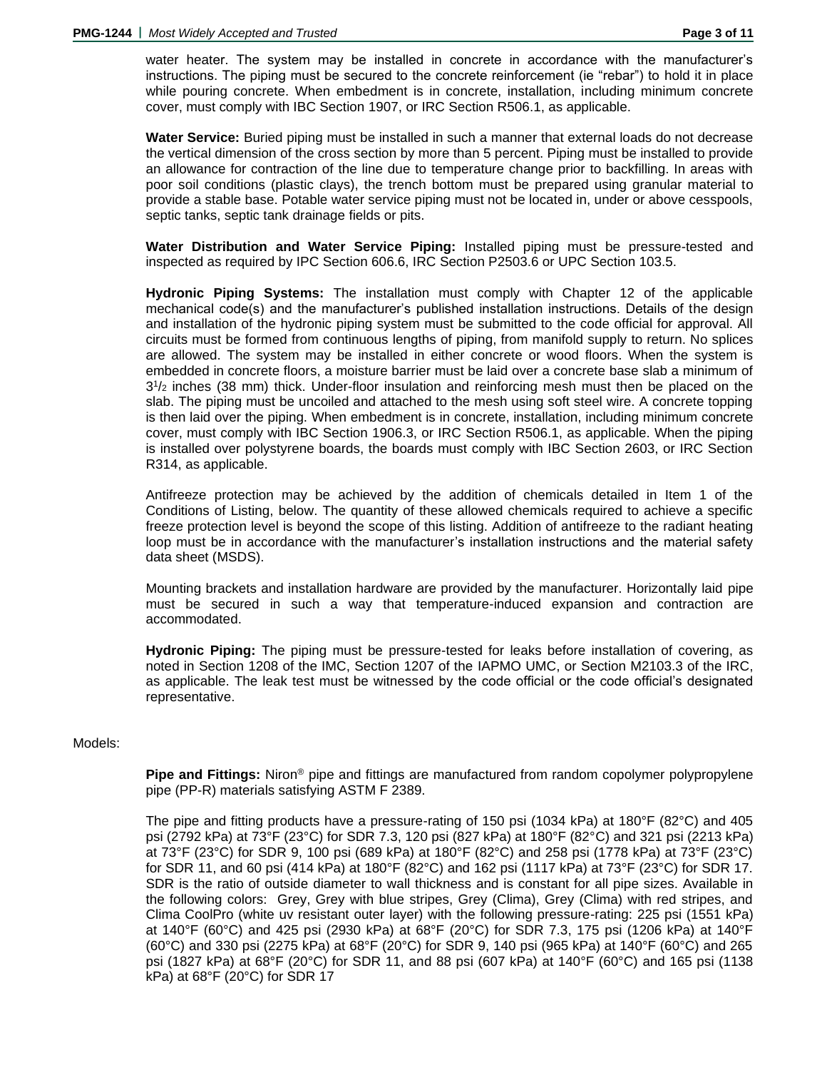water heater. The system may be installed in concrete in accordance with the manufacturer's instructions. The piping must be secured to the concrete reinforcement (ie "rebar") to hold it in place while pouring concrete. When embedment is in concrete, installation, including minimum concrete cover, must comply with IBC Section 1907, or IRC Section R506.1, as applicable.

**Water Service:** Buried piping must be installed in such a manner that external loads do not decrease the vertical dimension of the cross section by more than 5 percent. Piping must be installed to provide an allowance for contraction of the line due to temperature change prior to backfilling. In areas with poor soil conditions (plastic clays), the trench bottom must be prepared using granular material to provide a stable base. Potable water service piping must not be located in, under or above cesspools, septic tanks, septic tank drainage fields or pits.

**Water Distribution and Water Service Piping:** Installed piping must be pressure-tested and inspected as required by IPC Section 606.6, IRC Section P2503.6 or UPC Section 103.5.

**Hydronic Piping Systems:** The installation must comply with Chapter 12 of the applicable mechanical code(s) and the manufacturer's published installation instructions. Details of the design and installation of the hydronic piping system must be submitted to the code official for approval. All circuits must be formed from continuous lengths of piping, from manifold supply to return. No splices are allowed. The system may be installed in either concrete or wood floors. When the system is embedded in concrete floors, a moisture barrier must be laid over a concrete base slab a minimum of $3^1/_2$ inches (38 mm) thick. Under-floor insulation and reinforcing mesh must then be placed on the slab. The piping must be uncoiled and attached to the mesh using soft steel wire. A concrete topping is then laid over the piping. When embedment is in concrete, installation, including minimum concrete cover, must comply with IBC Section 1906.3, or IRC Section R506.1, as applicable. When the piping is installed over polystyrene boards, the boards must comply with IBC Section 2603, or IRC Section R314, as applicable.

Antifreeze protection may be achieved by the addition of chemicals detailed in Item 1 of the Conditions of Listing, below. The quantity of these allowed chemicals required to achieve a specific freeze protection level is beyond the scope of this listing. Addition of antifreeze to the radiant heating loop must be in accordance with the manufacturer's installation instructions and the material safety data sheet (MSDS).

Mounting brackets and installation hardware are provided by the manufacturer. Horizontally laid pipe must be secured in such a way that temperature-induced expansion and contraction are accommodated.

**Hydronic Piping:** The piping must be pressure-tested for leaks before installation of covering, as noted in Section 1208 of the IMC, Section 1207 of the IAPMO UMC, or Section M2103.3 of the IRC, as applicable. The leak test must be witnessed by the code official or the code official's designated representative.

Models:

**Pipe and Fittings:** Niron® pipe and fittings are manufactured from random copolymer polypropylene pipe (PP-R) materials satisfying ASTM F 2389.

The pipe and fitting products have a pressure-rating of 150 psi (1034 kPa) at 180°F (82°C) and 405 psi (2792 kPa) at 73°F (23°C) for SDR 7.3, 120 psi (827 kPa) at 180°F (82°C) and 321 psi (2213 kPa) at 73°F (23°C) for SDR 9, 100 psi (689 kPa) at 180°F (82°C) and 258 psi (1778 kPa) at 73°F (23°C) for SDR 11, and 60 psi (414 kPa) at 180°F (82°C) and 162 psi (1117 kPa) at 73°F (23°C) for SDR 17. SDR is the ratio of outside diameter to wall thickness and is constant for all pipe sizes. Available in the following colors: Grey, Grey with blue stripes, Grey (Clima), Grey (Clima) with red stripes, and Clima CoolPro (white uv resistant outer layer) with the following pressure-rating: 225 psi (1551 kPa) at 140°F (60°C) and 425 psi (2930 kPa) at 68°F (20°C) for SDR 7.3, 175 psi (1206 kPa) at 140°F (60°C) and 330 psi (2275 kPa) at 68°F (20°C) for SDR 9, 140 psi (965 kPa) at 140°F (60°C) and 265 psi (1827 kPa) at 68°F (20°C) for SDR 11, and 88 psi (607 kPa) at 140°F (60°C) and 165 psi (1138 kPa) at 68°F (20°C) for SDR 17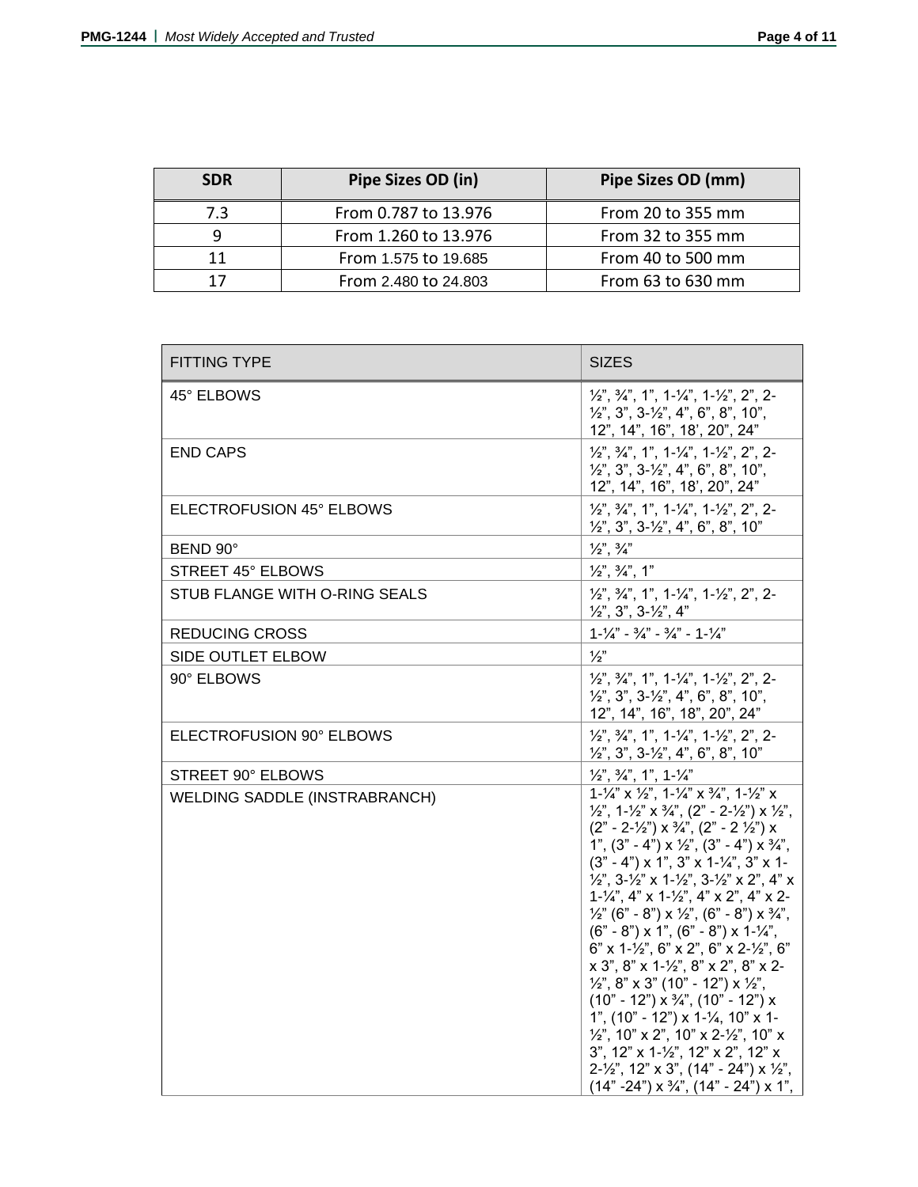| SDR | Pipe Sizes OD (in) | Pipe Sizes OD (mm) |
|---|---|---|
| 7.3 | From 0.787 to 13.976 | From 20 to 355 mm |
| 9 | From 1.260 to 13.976 | From 32 to 355 mm |
| 11 | From 1.575 to 19.685 | From 40 to 500 mm |
| 17 | From 2.480 to 24.803 | From 63 to 630 mm |

| FITTING TYPE | SIZES |
|---|---|
| 45° ELBOWS | ½", ¾", 1", 1-¼", 1-½", 2", 2-½", 3", 3-½", 4", 6", 8", 10", 12", 14", 16", 18', 20", 24" |
| END CAPS | ½", ¾", 1", 1-¼", 1-½", 2", 2-½", 3", 3-½", 4", 6", 8", 10", 12", 14", 16", 18', 20", 24" |
| ELECTROFUSION 45° ELBOWS | ½", ¾", 1", 1-¼", 1-½", 2", 2-½", 3", 3-½", 4", 6", 8", 10" |
| BEND 90° | ½", ¾" |
| STREET 45° ELBOWS | ½", ¾", 1" |
| STUB FLANGE WITH O-RING SEALS | ½", ¾", 1", 1-¼", 1-½", 2", 2-½", 3", 3-½", 4" |
| REDUCING CROSS | 1-¼" - ¾" - ¾" - 1-¼" |
| SIDE OUTLET ELBOW | ½" |
| 90° ELBOWS | ½", ¾", 1", 1-¼", 1-½", 2", 2-½", 3", 3-½", 4", 6", 8", 10", 12", 14", 16", 18", 20", 24" |
| ELECTROFUSION 90° ELBOWS | ½", ¾", 1", 1-¼", 1-½", 2", 2-½", 3", 3-½", 4", 6", 8", 10" |
| STREET 90° ELBOWS | ½", ¾", 1", 1-¼" |
| WELDING SADDLE (INSTRABRANCH) | 1-¼" x ½", 1-¼" x ¾", 1-½" x ½", 1-½" x ¾", (2" - 2-½") x ½", (2" - 2-½") x ¾", (2" - 2 ½") x 1", (3" - 4") x ½", (3" - 4") x ¾", (3" - 4") x 1", 3" x 1-¼", 3" x 1-½", 3-½" x 1-½", 3-½" x 2", 4" x 1-¼", 4" x 1-½", 4" x 2", 4" x 2-½" (6" - 8") x ½", (6" - 8") x ¾", (6" - 8") x 1", (6" - 8") x 1-¼", 6" x 1-½", 6" x 2", 6" x 2-½", 6" x 3", 8" x 1-½", 8" x 2", 8" x 2-½", 8" x 3" (10" - 12") x ½", (10" - 12") x ¾", (10" - 12") x 1", (10" - 12") x 1-¼, 10" x 1-½", 10" x 2", 10" x 2-½", 10" x 3", 12" x 1-½", 12" x 2", 12" x 2-½", 12" x 3", (14" - 24") x ½", (14" -24") x ¾", (14" - 24") x 1", |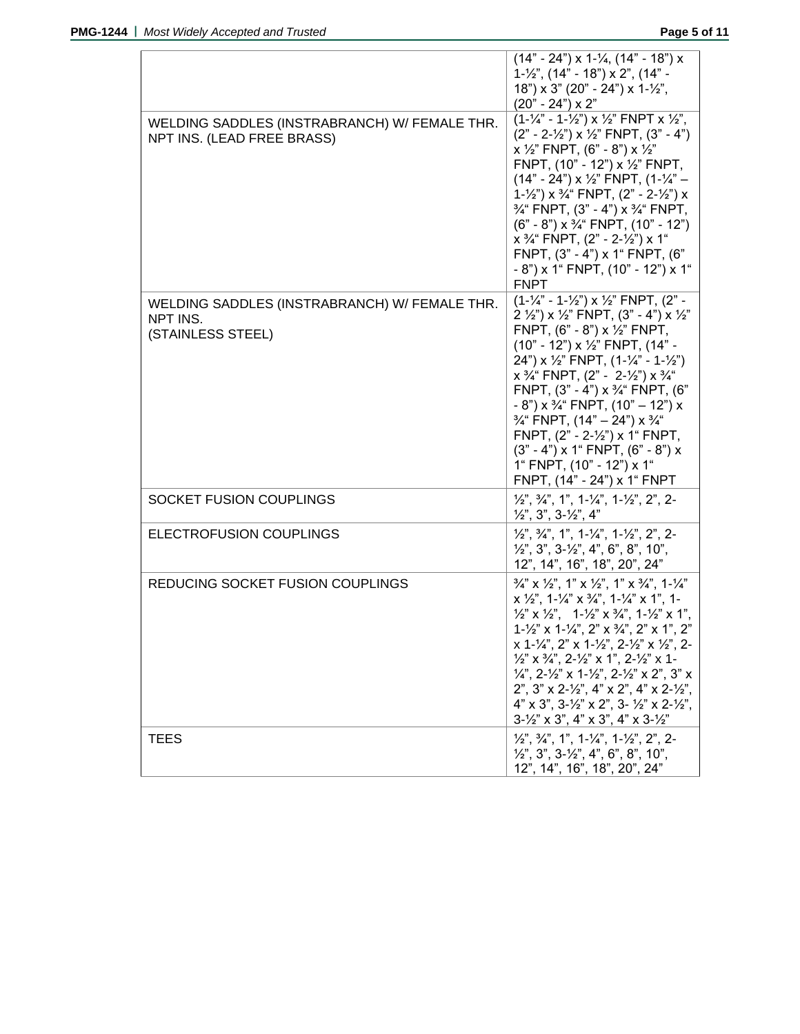| | |
|---|---|
| | (14" - 24") x 1-¼, (14" - 18") x 1-½", (14" - 18") x 2", (14" - 18") x 3" (20" - 24") x 1-½", (20" - 24") x 2" |
| WELDING SADDLES (INSTRABRANCH) W/ FEMALE THR. NPT INS. (LEAD FREE BRASS) | (1-¼" - 1-½") x ½" FNPT x ½", (2" - 2-½") x ½" FNPT, (3" - 4") x ½" FNPT, (6" - 8") x ½" FNPT, (10" - 12") x ½" FNPT, (14" - 24") x ½" FNPT, (1-¼" – 1-½") x ¾" FNPT, (2" - 2-½") x ¾" FNPT, (3" - 4") x ¾" FNPT, (6" - 8") x ¾" FNPT, (10" - 12") x ¾" FNPT, (2" - 2-½") x 1" FNPT, (3" - 4") x 1" FNPT, (6" - 8") x 1" FNPT, (10" - 12") x 1" FNPT |
| WELDING SADDLES (INSTRABRANCH) W/ FEMALE THR. NPT INS. (STAINLESS STEEL) | (1-¼" - 1-½") x ½" FNPT, (2" - 2 ½") x ½" FNPT, (3" - 4") x ½" FNPT, (6" - 8") x ½" FNPT, (10" - 12") x ½" FNPT, (14" - 24") x ½" FNPT, (1-¼" - 1-½") x ¾" FNPT, (2" - 2-½") x ¾" FNPT, (3" - 4") x ¾" FNPT, (6" - 8") x ¾" FNPT, (10" – 12") x ¾" FNPT, (14" – 24") x ¾" FNPT, (2" - 2-½") x 1" FNPT, (3" - 4") x 1" FNPT, (6" - 8") x 1" FNPT, (10" - 12") x 1" FNPT, (14" - 24") x 1" FNPT |
| SOCKET FUSION COUPLINGS | ½", ¾", 1", 1-¼", 1-½", 2", 2-½", 3", 3-½", 4" |
| ELECTROFUSION COUPLINGS | ½", ¾", 1", 1-¼", 1-½", 2", 2-½", 3", 3-½", 4", 6", 8", 10", 12", 14", 16", 18", 20", 24" |
| REDUCING SOCKET FUSION COUPLINGS | ¾" x ½", 1" x ½", 1" x ¾", 1-¼" x ½", 1-¼" x ¾", 1-¼" x 1", 1-½" x ½", 1-½" x ¾", 1-½" x 1", 1-½" x 1-¼", 2" x ¾", 2" x 1", 2" x 1-¼", 2" x 1-½", 2-½" x ½", 2-½" x ¾", 2-½" x 1", 2-½" x 1-¼", 2-½" x 1-½", 2-½" x 2", 3" x 2", 3" x 2-½", 4" x 2", 4" x 2-½", 4" x 3", 3-½" x 2", 3- ½" x 2-½", 3-½" x 3", 4" x 3", 4" x 3-½" |
| TEES | ½", ¾", 1", 1-¼", 1-½", 2", 2-½", 3", 3-½", 4", 6", 8", 10", 12", 14", 16", 18", 20", 24" |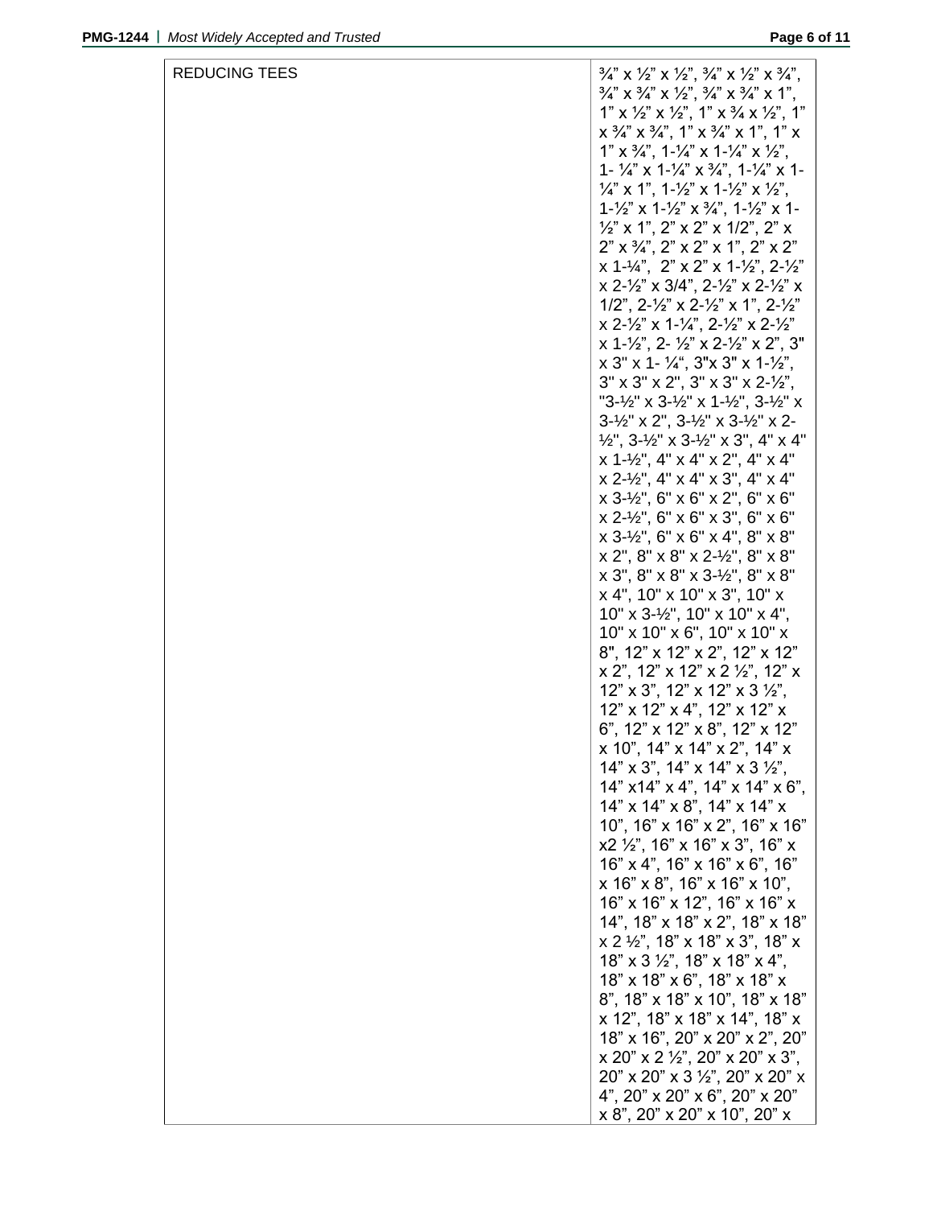| REDUCING TEES | ¾" x ½" x ½", ¾" x ½" x ¾", ¾" x ¾" x ½", ¾" x ¾" x 1", 1" x ½" x ½", 1" x ¾ x ½", 1" x ¾" x ¾", 1" x ¾" x 1", 1" x 1" x ¾", 1-¼" x 1-¼" x ½", 1- ¼" x 1-¼" x ¾", 1-¼" x 1-¼" x 1", 1-½" x 1-½" x ½", 1-½" x 1-½" x ¾", 1-½" x 1-½" x 1", 2" x 2" x 1/2", 2" x 2" x ¾", 2" x 2" x 1", 2" x 2" x 1-¼", 2" x 2" x 1-½", 2-½" x 2-½" x 3/4", 2-½" x 2-½" x 1/2", 2-½" x 2-½" x 1", 2-½" x 2-½" x 1-¼", 2-½" x 2-½" x 1-½", 2- ½" x 2-½" x 2", 3" x 3" x 1- ¼", 3"x 3" x 1-½", 3" x 3" x 2", 3" x 3" x 2-½", "3-½" x 3-½" x 1-½", 3-½" x 3-½" x 2", 3-½" x 3-½" x 2-½", 3-½" x 3-½" x 3", 4" x 4" x 1-½", 4" x 4" x 2", 4" x 4" x 2-½", 4" x 4" x 3", 4" x 4" x 3-½", 6" x 6" x 2", 6" x 6" x 2-½", 6" x 6" x 3", 6" x 6" x 3-½", 6" x 6" x 4", 8" x 8" x 2", 8" x 8" x 2-½", 8" x 8" x 3", 8" x 8" x 3-½", 8" x 8" x 4", 10" x 10" x 3", 10" x 10" x 3-½", 10" x 10" x 4", 10" x 10" x 6", 10" x 10" x 8", 12" x 12" x 2", 12" x 12" x 2", 12" x 12" x 2 ½", 12" x 12" x 3", 12" x 12" x 3 ½", 12" x 12" x 4", 12" x 12" x 6", 12" x 12" x 8", 12" x 12" x 10", 14" x 14" x 2", 14" x 14" x 3", 14" x 14" x 3 ½", 14" x14" x 4", 14" x 14" x 6", 14" x 14" x 8", 14" x 14" x 10", 16" x 16" x 2", 16" x 16" x2 ½", 16" x 16" x 3", 16" x 16" x 4", 16" x 16" x 6", 16" x 16" x 8", 16" x 16" x 10", 16" x 16" x 12", 16" x 16" x 14", 18" x 18" x 2", 18" x 18" x 2 ½", 18" x 18" x 3", 18" x 18" x 3 ½", 18" x 18" x 4", 18" x 18" x 6", 18" x 18" x 8", 18" x 18" x 10", 18" x 18" x 12", 18" x 18" x 14", 18" x 18" x 16", 20" x 20" x 2", 20" x 20" x 2 ½", 20" x 20" x 3", 20" x 20" x 3 ½", 20" x 20" x 4", 20" x 20" x 6", 20" x 20" x 8", 20" x 20" x 10", 20" x |
|---|---|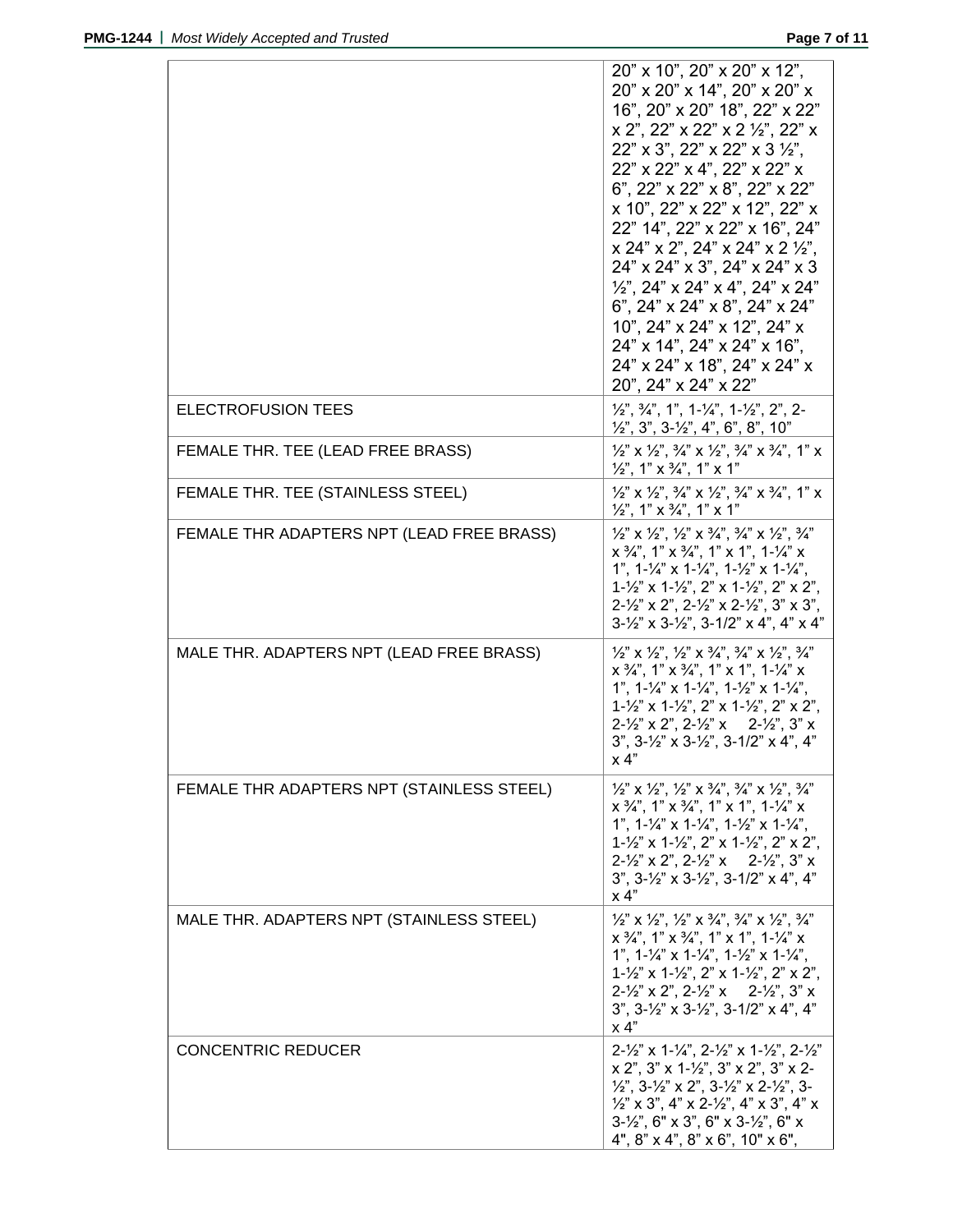| | |
|---|---|
| | 20" x 10", 20" x 20" x 12", 20" x 20" x 14", 20" x 20" x 16", 20" x 20" 18", 22" x 22" x 2", 22" x 22" x 2 ½", 22" x 22" x 3", 22" x 22" x 3 ½", 22" x 22" x 4", 22" x 22" x 6", 22" x 22" x 8", 22" x 22" x 10", 22" x 22" x 12", 22" x 22" 14", 22" x 22" x 16", 24" x 24" x 2", 24" x 24" x 2 ½", 24" x 24" x 3", 24" x 24" x 3 ½", 24" x 24" x 4", 24" x 24" 6", 24" x 24" x 8", 24" x 24" 10", 24" x 24" x 12", 24" x 24" x 14", 24" x 24" x 16", 24" x 24" x 18", 24" x 24" x 20", 24" x 24" x 22" |
| ELECTROFUSION TEES | ½", ¾", 1", 1-¼", 1-½", 2", 2-½", 3", 3-½", 4", 6", 8", 10" |
| FEMALE THR. TEE (LEAD FREE BRASS) | ½" x ½", ¾" x ½", ¾" x ¾", 1" x ½", 1" x ¾", 1" x 1" |
| FEMALE THR. TEE (STAINLESS STEEL) | ½" x ½", ¾" x ½", ¾" x ¾", 1" x ½", 1" x ¾", 1" x 1" |
| FEMALE THR ADAPTERS NPT (LEAD FREE BRASS) | ½" x ½", ½" x ¾", ¾" x ½", ¾" x ¾", 1" x ¾", 1" x 1", 1-¼" x 1", 1-¼" x 1-¼", 1-½" x 1-¼", 1-½" x 1-½", 2" x 1-½", 2" x 2", 2-½" x 2", 2-½" x 2-½", 3" x 3", 3-½" x 3-½", 3-1/2" x 4", 4" x 4" |
| MALE THR. ADAPTERS NPT (LEAD FREE BRASS) | ½" x ½", ½" x ¾", ¾" x ½", ¾" x ¾", 1" x ¾", 1" x 1", 1-¼" x 1", 1-¼" x 1-¼", 1-½" x 1-¼", 1-½" x 1-½", 2" x 1-½", 2" x 2", 2-½" x 2", 2-½" x 2-½", 3" x 3", 3-½" x 3-½", 3-1/2" x 4", 4" x 4" |
| FEMALE THR ADAPTERS NPT (STAINLESS STEEL) | ½" x ½", ½" x ¾", ¾" x ½", ¾" x ¾", 1" x ¾", 1" x 1", 1-¼" x 1", 1-¼" x 1-¼", 1-½" x 1-¼", 1-½" x 1-½", 2" x 1-½", 2" x 2", 2-½" x 2", 2-½" x 2-½", 3" x 3", 3-½" x 3-½", 3-1/2" x 4", 4" x 4" |
| MALE THR. ADAPTERS NPT (STAINLESS STEEL) | ½" x ½", ½" x ¾", ¾" x ½", ¾" x ¾", 1" x ¾", 1" x 1", 1-¼" x 1", 1-¼" x 1-¼", 1-½" x 1-¼", 1-½" x 1-½", 2" x 1-½", 2" x 2", 2-½" x 2", 2-½" x 2-½", 3" x 3", 3-½" x 3-½", 3-1/2" x 4", 4" x 4" |
| CONCENTRIC REDUCER | 2-½" x 1-¼", 2-½" x 1-½", 2-½" x 2", 3" x 1-½", 3" x 2", 3" x 2-½", 3-½" x 2", 3-½" x 2-½", 3-½" x 3", 4" x 2-½", 4" x 3", 4" x 3-½", 6" x 3", 6" x 3-½", 6" x 4", 8" x 4", 8" x 6", 10" x 6", |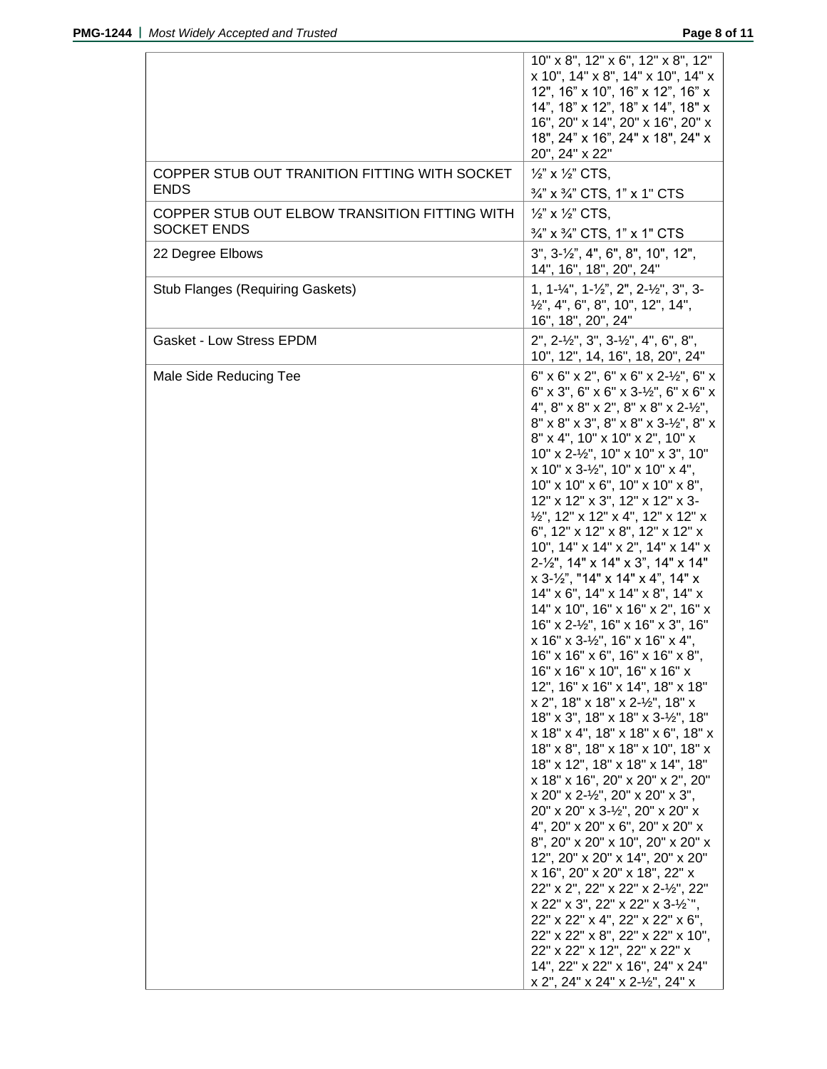| | |
|---|---|
| | 10" x 8", 12" x 6", 12" x 8", 12" x 10", 14" x 8", 14" x 10", 14" x 12", 16" x 10", 16" x 12", 16" x 14", 18" x 12", 18" x 14", 18" x 16", 20" x 14", 20" x 16", 20" x 18", 24" x 16", 24" x 18", 24" x 20", 24" x 22" |
| COPPER STUB OUT TRANITION FITTING WITH SOCKET ENDS | ½" x ½" CTS, ¾" x ¾" CTS, 1" x 1" CTS |
| COPPER STUB OUT ELBOW TRANSITION FITTING WITH SOCKET ENDS | ½" x ½" CTS, ¾" x ¾" CTS, 1" x 1" CTS |
| 22 Degree Elbows | 3", 3-½", 4", 6", 8", 10", 12", 14", 16", 18", 20", 24" |
| Stub Flanges (Requiring Gaskets) | 1, 1-¼", 1-½", 2", 2-½", 3", 3-½", 4", 6", 8", 10", 12", 14", 16", 18", 20", 24" |
| Gasket - Low Stress EPDM | 2", 2-½", 3", 3-½", 4", 6", 8", 10", 12", 14, 16", 18, 20", 24" |
| Male Side Reducing Tee | 6" x 6" x 2", 6" x 6" x 2-½", 6" x 6" x 3", 6" x 6" x 3-½", 6" x 6" x 4", 8" x 8" x 2", 8" x 8" x 2-½", 8" x 8" x 3", 8" x 8" x 3-½", 8" x 8" x 4", 10" x 10" x 2", 10" x 10" x 2-½", 10" x 10" x 3", 10" x 10" x 3-½", 10" x 10" x 4", 10" x 10" x 6", 10" x 10" x 8", 12" x 12" x 3", 12" x 12" x 3-½", 12" x 12" x 4", 12" x 12" x 6", 12" x 12" x 8", 12" x 12" x 10", 14" x 14" x 2", 14" x 14" x 2-½", 14" x 14" x 3", 14" x 14" x 3-½", "14" x 14" x 4", 14" x 14" x 6", 14" x 14" x 8", 14" x 14" x 10", 16" x 16" x 2", 16" x 16" x 2-½", 16" x 16" x 3", 16" x 16" x 3-½", 16" x 16" x 4", 16" x 16" x 6", 16" x 16" x 8", 16" x 16" x 10", 16" x 16" x 12", 16" x 16" x 14", 18" x 18" x 2", 18" x 18" x 2-½", 18" x 18" x 3", 18" x 18" x 3-½", 18" x 18" x 4", 18" x 18" x 6", 18" x 18" x 8", 18" x 18" x 10", 18" x 18" x 12", 18" x 18" x 14", 18" x 18" x 16", 20" x 20" x 2", 20" x 20" x 2-½", 20" x 20" x 3", 20" x 20" x 3-½", 20" x 20" x 4", 20" x 20" x 6", 20" x 20" x 8", 20" x 20" x 10", 20" x 20" x 12", 20" x 20" x 14", 20" x 20" x 16", 20" x 20" x 18", 22" x 22" x 2", 22" x 22" x 2-½", 22" x 22" x 3", 22" x 22" x 3-½`", 22" x 22" x 4", 22" x 22" x 6", 22" x 22" x 8", 22" x 22" x 10", 22" x 22" x 12", 22" x 22" x 14", 22" x 22" x 16", 24" x 24" x 2", 24" x 24" x 2-½", 24" x |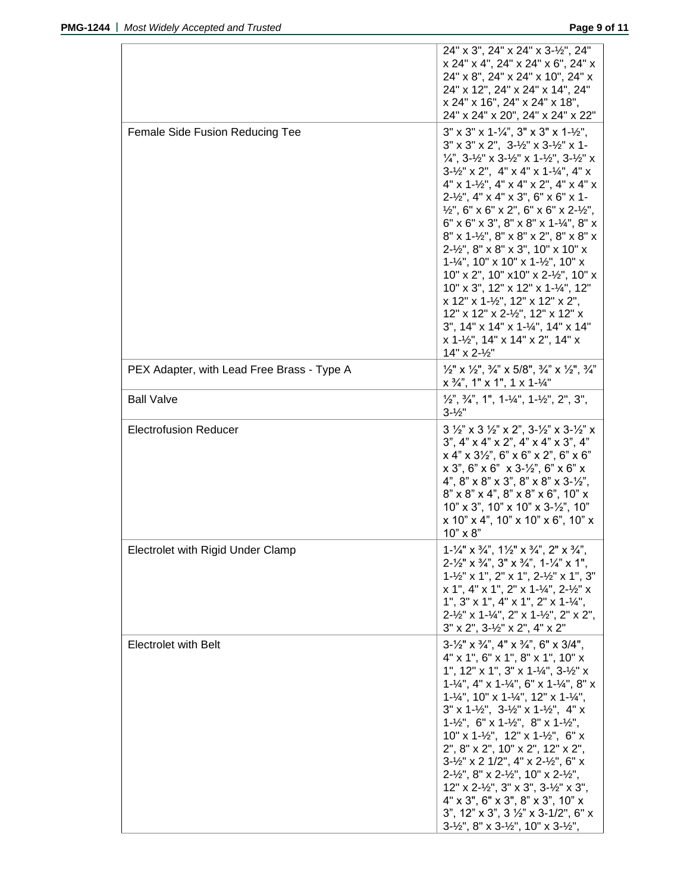| | |
|---|---|
| | 24" x 3", 24" x 24" x 3-½", 24" x 24" x 4", 24" x 24" x 6", 24" x 24" x 8", 24" x 24" x 10", 24" x 24" x 12", 24" x 24" x 14", 24" x 24" x 16", 24" x 24" x 18", 24" x 24" x 20", 24" x 24" x 22" |
| Female Side Fusion Reducing Tee | 3" x 3" x 1-¼", 3" x 3" x 1-½", 3" x 3" x 2", 3-½" x 3-½" x 1-¼", 3-½" x 3-½" x 1-½", 3-½" x 3-½" x 2", 4" x 4" x 1-¼", 4" x 4" x 1-½", 4" x 4" x 2", 4" x 4" x 2-½", 4" x 4" x 3", 6" x 6" x 1-½", 6" x 6" x 2", 6" x 6" x 2-½", 6" x 6" x 3", 8" x 8" x 1-¼", 8" x 8" x 1-½", 8" x 8" x 2", 8" x 8" x 2-½", 8" x 8" x 3", 10" x 10" x 1-¼", 10" x 10" x 1-½", 10" x 10" x 2", 10" x10" x 2-½", 10" x 10" x 3", 12" x 12" x 1-¼", 12" x 12" x 1-½", 12" x 12" x 2", 12" x 12" x 2-½", 12" x 12" x 3", 14" x 14" x 1-¼", 14" x 14" x 1-½", 14" x 14" x 2", 14" x 14" x 2-½" |
| PEX Adapter, with Lead Free Brass - Type A | ½" x ½", ¾" x 5/8", ¾" x ½", ¾" x ¾", 1" x 1", 1 x 1-¼" |
| Ball Valve | ½", ¾", 1", 1-¼", 1-½", 2", 3", 3-½" |
| Electrofusion Reducer | 3 ½" x 3 ½" x 2", 3-½" x 3-½" x 3", 4" x 4" x 2", 4" x 4" x 3", 4" x 4" x 3½", 6" x 6" x 2", 6" x 6" x 3", 6" x 6" x 3-½", 6" x 6" x 4", 8" x 8" x 3", 8" x 8" x 3-½", 8" x 8" x 4", 8" x 8" x 6", 10" x 10" x 3", 10" x 10" x 3-½", 10" x 10" x 4", 10" x 10" x 6", 10" x 10" x 8" |
| Electrolet with Rigid Under Clamp | 1-¼" x ¾", 1½" x ¾", 2" x ¾", 2-½" x ¾", 3" x ¾", 1-¼" x 1", 1-½" x 1", 2" x 1", 2-½" x 1", 3" x 1", 4" x 1", 2" x 1-¼", 2-½" x 1", 3" x 1", 4" x 1", 2" x 1-¼", 2-½" x 1-¼", 2" x 1-½", 2" x 2", 3" x 2", 3-½" x 2", 4" x 2" |
| Electrolet with Belt | 3-½" x ¾", 4" x ¾", 6" x 3/4", 4" x 1", 6" x 1", 8" x 1", 10" x 1", 12" x 1", 3" x 1-¼", 3-½" x 1-¼", 4" x 1-¼", 6" x 1-¼", 8" x 1-¼", 10" x 1-¼", 12" x 1-¼", 3" x 1-½", 3-½" x 1-½", 4" x 1-½", 6" x 1-½", 8" x 1-½", 10" x 1-½", 12" x 1-½", 6" x 2", 8" x 2", 10" x 2", 12" x 2", 3-½" x 2 1/2", 4" x 2-½", 6" x 2-½", 8" x 2-½", 10" x 2-½", 12" x 2-½", 3" x 3", 3-½" x 3", 4" x 3", 6" x 3", 8" x 3", 10" x 3", 12" x 3", 3 ½" x 3-1/2", 6" x 3-½", 8" x 3-½", 10" x 3-½", |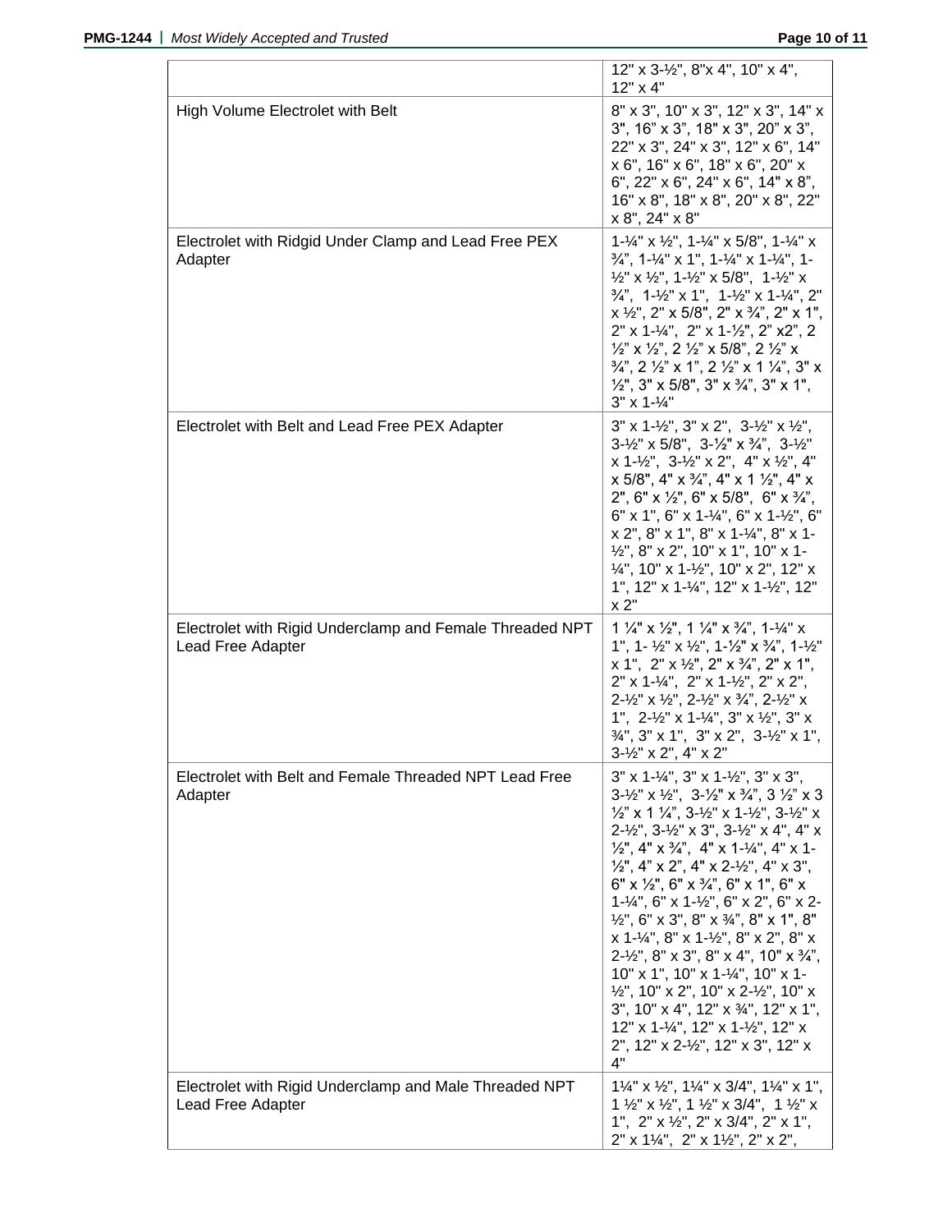| | |
|---|---|
| | 12" x 3-½", 8"x 4", 10" x 4", 12" x 4" |
| High Volume Electrolet with Belt | 8" x 3", 10" x 3", 12" x 3", 14" x 3", 16" x 3", 18" x 3", 20" x 3", 22" x 3", 24" x 3", 12" x 6", 14" x 6", 16" x 6", 18" x 6", 20" x 6", 22" x 6", 24" x 6", 14" x 8", 16" x 8", 18" x 8", 20" x 8", 22" x 8", 24" x 8" |
| Electrolet with Ridgid Under Clamp and Lead Free PEX Adapter | 1-¼" x ½", 1-¼" x 5/8", 1-¼" x ¾", 1-¼" x 1", 1-¼" x 1-¼", 1-½" x ½", 1-½" x 5/8", 1-½" x ¾", 1-½" x 1", 1-½" x 1-¼", 2" x ½", 2" x 5/8", 2" x ¾", 2" x 1", 2" x 1-¼", 2" x 1-½", 2" x2", 2 ½" x ½", 2 ½" x 5/8", 2 ½" x ¾", 2 ½" x 1", 2 ½" x 1 ¼", 3" x ½", 3" x 5/8", 3" x ¾", 3" x 1", 3" x 1-¼" |
| Electrolet with Belt and Lead Free PEX Adapter | 3" x 1-½", 3" x 2", 3-½" x ½", 3-½" x 5/8", 3-½" x ¾", 3-½" x 1-½", 3-½" x 2", 4" x ½", 4" x 5/8", 4" x ¾", 4" x 1 ½", 4" x 2", 6" x ½", 6" x 5/8", 6" x ¾", 6" x 1", 6" x 1-¼", 6" x 1-½", 6" x 2", 8" x 1", 8" x 1-¼", 8" x 1-½", 8" x 2", 10" x 1", 10" x 1-¼", 10" x 1-½", 10" x 2", 12" x 1", 12" x 1-¼", 12" x 1-½", 12" x 2" |
| Electrolet with Rigid Underclamp and Female Threaded NPT Lead Free Adapter | 1 ¼" x ½", 1 ¼" x ¾", 1-¼" x 1", 1- ½" x ½", 1-½" x ¾", 1-½" x 1", 2" x ½", 2" x ¾", 2" x 1", 2" x 1-¼", 2" x 1-½", 2" x 2", 2-½" x ½", 2-½" x ¾", 2-½" x 1", 2-½" x 1-¼", 3" x ½", 3" x ¾", 3" x 1", 3" x 2", 3-½" x 1", 3-½" x 2", 4" x 2" |
| Electrolet with Belt and Female Threaded NPT Lead Free Adapter | 3" x 1-¼", 3" x 1-½", 3" x 3", 3-½" x ½", 3-½" x ¾", 3 ½" x 3 ½" x 1 ¼", 3-½" x 1-½", 3-½" x 2-½", 3-½" x 3", 3-½" x 4", 4" x ½", 4" x ¾", 4" x 1-¼", 4" x 1-½", 4" x 2", 4" x 2-½", 4" x 3", 6" x ½", 6" x ¾", 6" x 1", 6" x 1-¼", 6" x 1-½", 6" x 2", 6" x 2-½", 6" x 3", 8" x ¾", 8" x 1", 8" x 1-¼", 8" x 1-½", 8" x 2", 8" x 2-½", 8" x 3", 8" x 4", 10" x ¾", 10" x 1", 10" x 1-¼", 10" x 1-½", 10" x 2", 10" x 2-½", 10" x 3", 10" x 4", 12" x ¾", 12" x 1", 12" x 1-¼", 12" x 1-½", 12" x 2", 12" x 2-½", 12" x 3", 12" x 4" |
| Electrolet with Rigid Underclamp and Male Threaded NPT Lead Free Adapter | 1¼" x ½", 1¼" x 3/4", 1¼" x 1", 1 ½" x ½", 1 ½" x 3/4", 1 ½" x 1", 2" x ½", 2" x 3/4", 2" x 1", 2" x 1¼", 2" x 1½", 2" x 2", |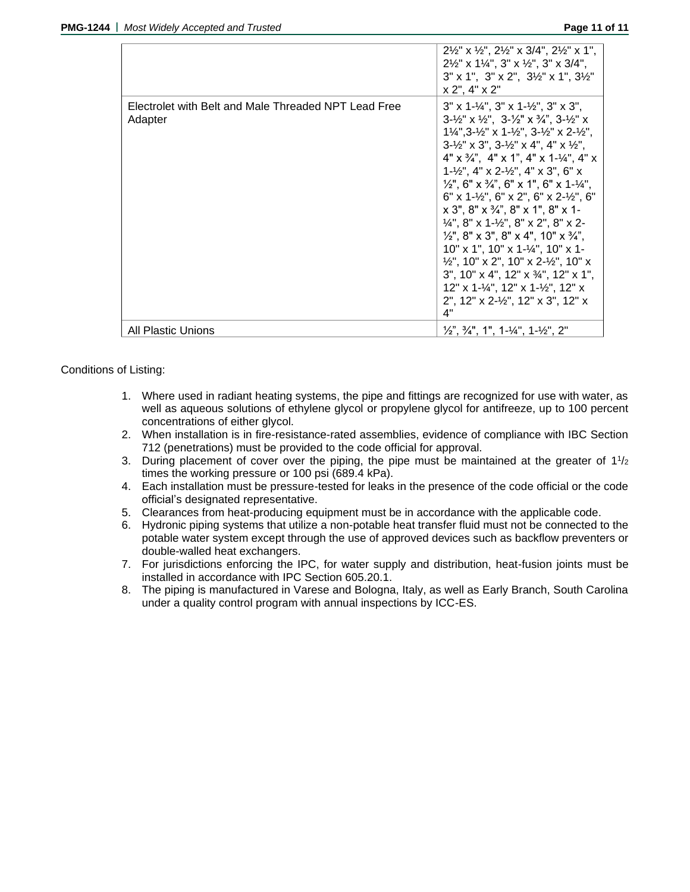| | |
|---|---|
| | 2½" x ½", 2½" x 3/4", 2½" x 1", 2½" x 1¼", 3" x ½", 3" x 3/4", 3" x 1", 3" x 2", 3½" x 1", 3½" x 2", 4" x 2" |
| Electrolet with Belt and Male Threaded NPT Lead Free Adapter | 3" x 1-¼", 3" x 1-½", 3" x 3", 3-½" x ½", 3-½" x ¾", 3-½" x 1¼",3-½" x 1-½", 3-½" x 2-½", 3-½" x 3", 3-½" x 4", 4" x ½", 4" x ¾", 4" x 1", 4" x 1-¼", 4" x 1-½", 4" x 2-½", 4" x 3", 6" x ½", 6" x ¾", 6" x 1", 6" x 1-¼", 6" x 1-½", 6" x 2", 6" x 2-½", 6" x 3", 8" x ¾", 8" x 1", 8" x 1-¼", 8" x 1-½", 8" x 2", 8" x 2-½", 8" x 3", 8" x 4", 10" x ¾", 10" x 1", 10" x 1-¼", 10" x 1-½", 10" x 2", 10" x 2-½", 10" x 3", 10" x 4", 12" x ¾", 12" x 1", 12" x 1-¼", 12" x 1-½", 12" x 2", 12" x 2-½", 12" x 3", 12" x 4" |
| All Plastic Unions | ½", ¾", 1", 1-¼", 1-½", 2" |

Conditions of Listing:

1. Where used in radiant heating systems, the pipe and fittings are recognized for use with water, as well as aqueous solutions of ethylene glycol or propylene glycol for antifreeze, up to 100 percent concentrations of either glycol.
2. When installation is in fire-resistance-rated assemblies, evidence of compliance with IBC Section 712 (penetrations) must be provided to the code official for approval.
3. During placement of cover over the piping, the pipe must be maintained at the greater of $1^1/_2$ times the working pressure or 100 psi (689.4 kPa).
4. Each installation must be pressure-tested for leaks in the presence of the code official or the code official's designated representative.
5. Clearances from heat-producing equipment must be in accordance with the applicable code.
6. Hydronic piping systems that utilize a non-potable heat transfer fluid must not be connected to the potable water system except through the use of approved devices such as backflow preventers or double-walled heat exchangers.
7. For jurisdictions enforcing the IPC, for water supply and distribution, heat-fusion joints must be installed in accordance with IPC Section 605.20.1.
8. The piping is manufactured in Varese and Bologna, Italy, as well as Early Branch, South Carolina under a quality control program with annual inspections by ICC-ES.